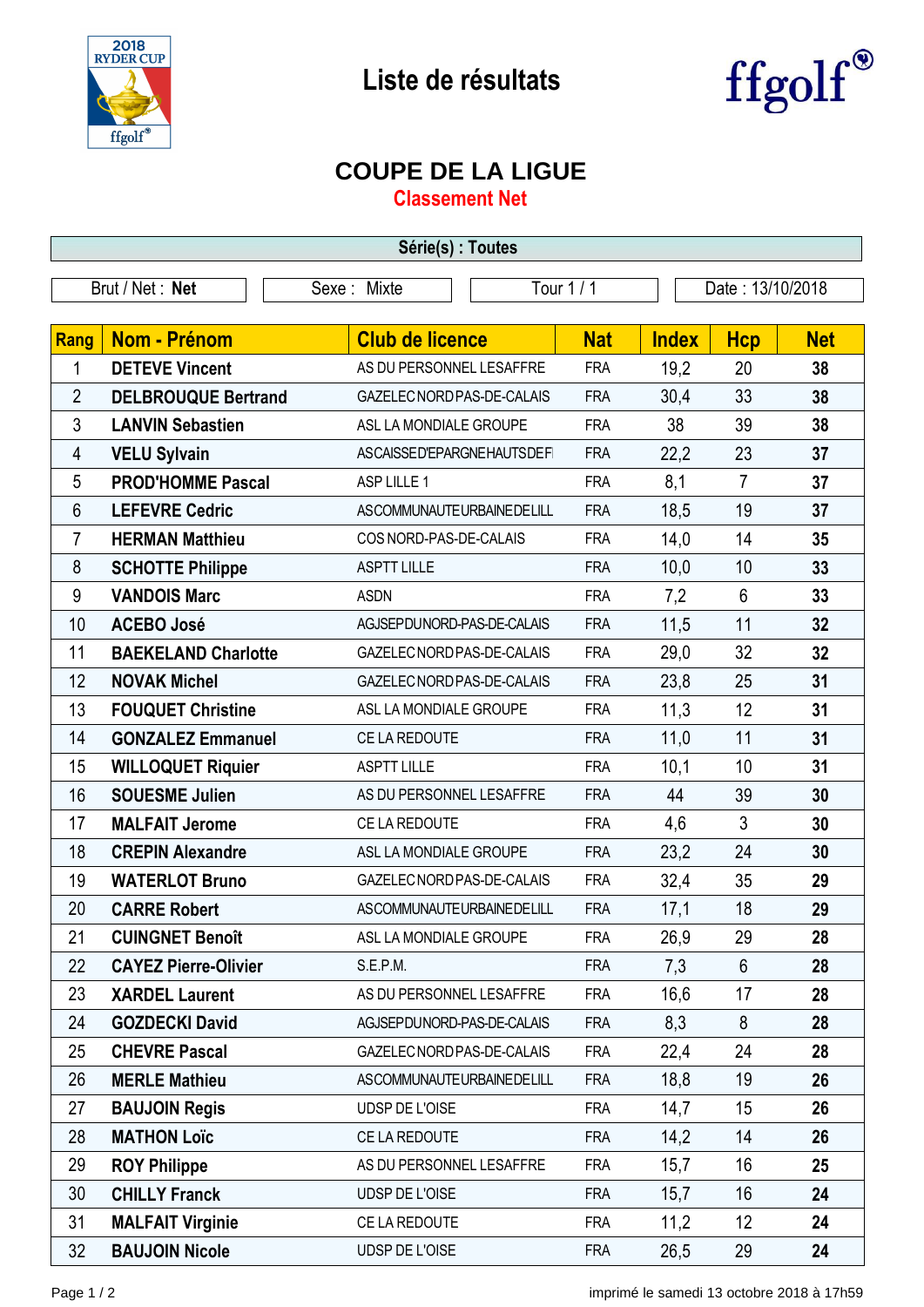# Liste de résultats

## COUPE DE LA LIGUE

### Classement Net

**Série(s) : Toutes**

| Brut / Net : **Net** | Sexe : Mixte | Tour 1 / 1 | Date : 13/10/2018 |
|---|---|---|---|

| Rang | Nom - Prénom | Club de licence | Nat | Index | Hcp | Net |
|---|---|---|---|---|---|---|
| 1 | **DETEVE Vincent** | AS DU PERSONNEL LESAFFRE | FRA | 19,2 | 20 | **38** |
| 2 | **DELBROUQUE Bertrand** | GAZELEC NORD PAS-DE-CALAIS | FRA | 30,4 | 33 | **38** |
| 3 | **LANVIN Sebastien** | ASL LA MONDIALE GROUPE | FRA | 38 | 39 | **38** |
| 4 | **VELU Sylvain** | AS CAISSE D'EPARGNE HAUTS DE F | FRA | 22,2 | 23 | **37** |
| 5 | **PROD'HOMME Pascal** | ASP LILLE 1 | FRA | 8,1 | 7 | **37** |
| 6 | **LEFEVRE Cedric** | AS COMMUNAUTE URBAINE DE LILL | FRA | 18,5 | 19 | **37** |
| 7 | **HERMAN Matthieu** | COS NORD-PAS-DE-CALAIS | FRA | 14,0 | 14 | **35** |
| 8 | **SCHOTTE Philippe** | ASPTT LILLE | FRA | 10,0 | 10 | **33** |
| 9 | **VANDOIS Marc** | ASDN | FRA | 7,2 | 6 | **33** |
| 10 | **ACEBO José** | AGJSEP DU NORD-PAS-DE-CALAIS | FRA | 11,5 | 11 | **32** |
| 11 | **BAEKELAND Charlotte** | GAZELEC NORD PAS-DE-CALAIS | FRA | 29,0 | 32 | **32** |
| 12 | **NOVAK Michel** | GAZELEC NORD PAS-DE-CALAIS | FRA | 23,8 | 25 | **31** |
| 13 | **FOUQUET Christine** | ASL LA MONDIALE GROUPE | FRA | 11,3 | 12 | **31** |
| 14 | **GONZALEZ Emmanuel** | CE LA REDOUTE | FRA | 11,0 | 11 | **31** |
| 15 | **WILLOQUET Riquier** | ASPTT LILLE | FRA | 10,1 | 10 | **31** |
| 16 | **SOUESME Julien** | AS DU PERSONNEL LESAFFRE | FRA | 44 | 39 | **30** |
| 17 | **MALFAIT Jerome** | CE LA REDOUTE | FRA | 4,6 | 3 | **30** |
| 18 | **CREPIN Alexandre** | ASL LA MONDIALE GROUPE | FRA | 23,2 | 24 | **30** |
| 19 | **WATERLOT Bruno** | GAZELEC NORD PAS-DE-CALAIS | FRA | 32,4 | 35 | **29** |
| 20 | **CARRE Robert** | AS COMMUNAUTE URBAINE DE LILL | FRA | 17,1 | 18 | **29** |
| 21 | **CUINGNET Benoît** | ASL LA MONDIALE GROUPE | FRA | 26,9 | 29 | **28** |
| 22 | **CAYEZ Pierre-Olivier** | S.E.P.M. | FRA | 7,3 | 6 | **28** |
| 23 | **XARDEL Laurent** | AS DU PERSONNEL LESAFFRE | FRA | 16,6 | 17 | **28** |
| 24 | **GOZDECKI David** | AGJSEP DU NORD-PAS-DE-CALAIS | FRA | 8,3 | 8 | **28** |
| 25 | **CHEVRE Pascal** | GAZELEC NORD PAS-DE-CALAIS | FRA | 22,4 | 24 | **28** |
| 26 | **MERLE Mathieu** | AS COMMUNAUTE URBAINE DE LILL | FRA | 18,8 | 19 | **26** |
| 27 | **BAUJOIN Regis** | UDSP DE L'OISE | FRA | 14,7 | 15 | **26** |
| 28 | **MATHON Loïc** | CE LA REDOUTE | FRA | 14,2 | 14 | **26** |
| 29 | **ROY Philippe** | AS DU PERSONNEL LESAFFRE | FRA | 15,7 | 16 | **25** |
| 30 | **CHILLY Franck** | UDSP DE L'OISE | FRA | 15,7 | 16 | **24** |
| 31 | **MALFAIT Virginie** | CE LA REDOUTE | FRA | 11,2 | 12 | **24** |
| 32 | **BAUJOIN Nicole** | UDSP DE L'OISE | FRA | 26,5 | 29 | **24** |

imprimé le samedi 13 octobre 2018 à 17h59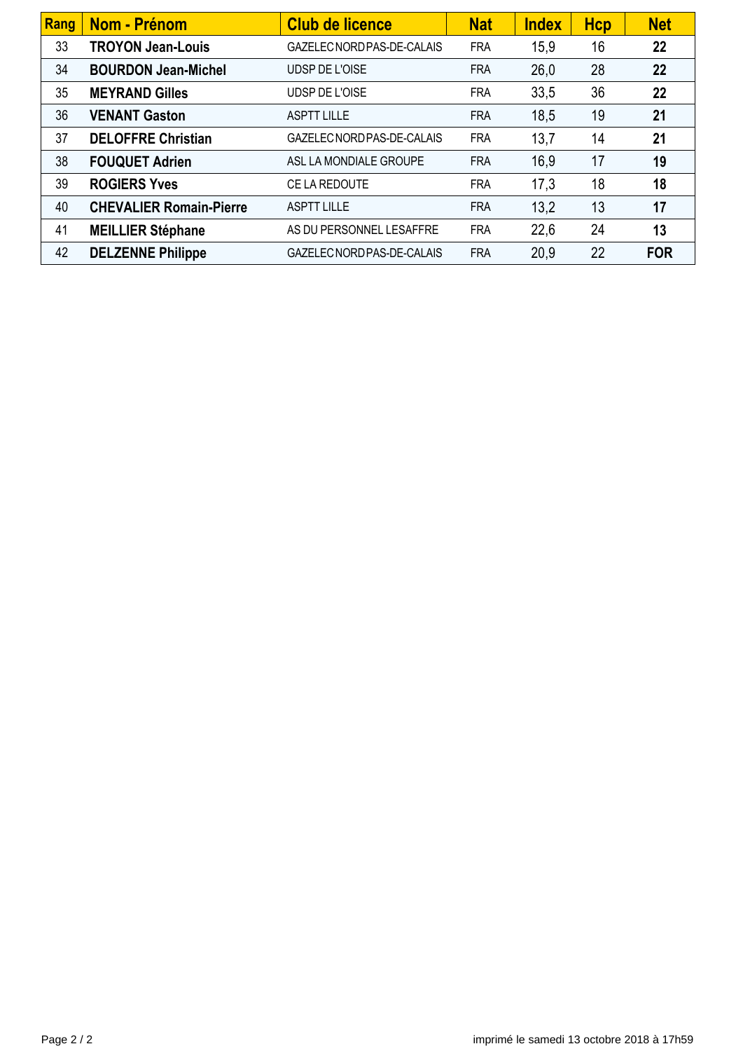| Rang | Nom - Prénom | Club de licence | Nat | Index | Hcp | Net |
|---|---|---|---|---|---|---|
| 33 | **TROYON Jean-Louis** | GAZELEC NORD PAS-DE-CALAIS | FRA | 15,9 | 16 | **22** |
| 34 | **BOURDON Jean-Michel** | UDSP DE L'OISE | FRA | 26,0 | 28 | **22** |
| 35 | **MEYRAND Gilles** | UDSP DE L'OISE | FRA | 33,5 | 36 | **22** |
| 36 | **VENANT Gaston** | ASPTT LILLE | FRA | 18,5 | 19 | **21** |
| 37 | **DELOFFRE Christian** | GAZELEC NORD PAS-DE-CALAIS | FRA | 13,7 | 14 | **21** |
| 38 | **FOUQUET Adrien** | ASL LA MONDIALE GROUPE | FRA | 16,9 | 17 | **19** |
| 39 | **ROGIERS Yves** | CE LA REDOUTE | FRA | 17,3 | 18 | **18** |
| 40 | **CHEVALIER Romain-Pierre** | ASPTT LILLE | FRA | 13,2 | 13 | **17** |
| 41 | **MEILLIER Stéphane** | AS DU PERSONNEL LESAFFRE | FRA | 22,6 | 24 | **13** |
| 42 | **DELZENNE Philippe** | GAZELEC NORD PAS-DE-CALAIS | FRA | 20,9 | 22 | **FOR** |

imprimé le samedi 13 octobre 2018 à 17h59